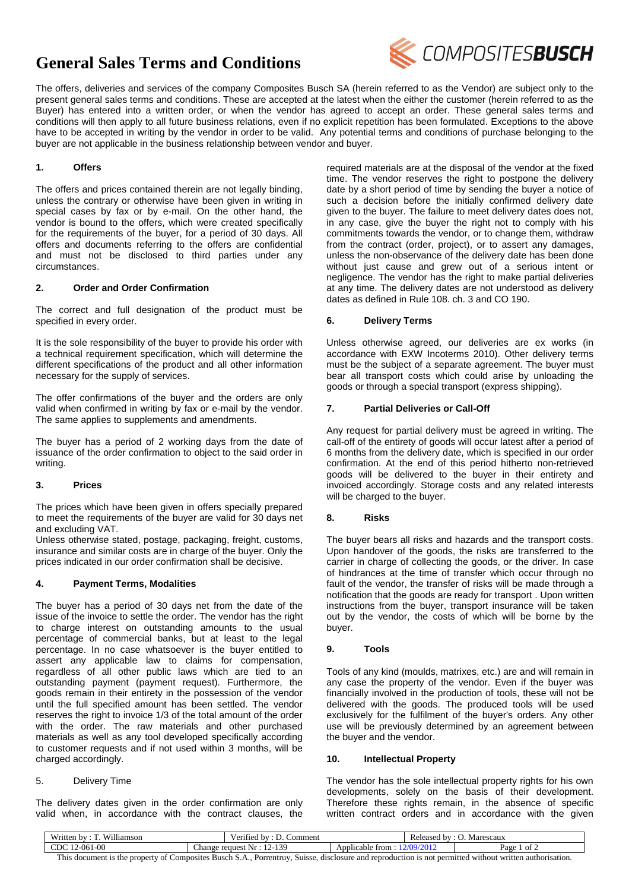# General Sales Terms and Conditions

The offers, deliveries and services of the company Composites Busch SA (herein referred to as the Vendor) are subject only to the present general sales terms and conditions. These are accepted at the latest when the either the customer (herein referred to as the Buyer) has entered into a written order, or when the vendor has agreed to accept an order. These general sales terms and conditions will then apply to all future business relations, even if no explicit repetition has been formulated. Exceptions to the above have to be accepted in writing by the vendor in order to be valid. Any potential terms and conditions of purchase belonging to the buyer are not applicable in the business relationship between vendor and buyer.

## 1. Offers

The offers and prices contained therein are not legally binding, unless the contrary or otherwise have been given in writing in special cases by fax or by e-mail. On the other hand, the vendor is bound to the offers, which were created specifically for the requirements of the buyer, for a period of 30 days. All offers and documents referring to the offers are confidential and must not be disclosed to third parties under any circumstances.

## 2. Order and Order Confirmation

The correct and full designation of the product must be specified in every order.

It is the sole responsibility of the buyer to provide his order with a technical requirement specification, which will determine the different specifications of the product and all other information necessary for the supply of services.

The offer confirmations of the buyer and the orders are only valid when confirmed in writing by fax or e-mail by the vendor. The same applies to supplements and amendments.

The buyer has a period of 2 working days from the date of issuance of the order confirmation to object to the said order in writing.

## 3. Prices

The prices which have been given in offers specially prepared to meet the requirements of the buyer are valid for 30 days net and excluding VAT.
Unless otherwise stated, postage, packaging, freight, customs, insurance and similar costs are in charge of the buyer. Only the prices indicated in our order confirmation shall be decisive.

## 4. Payment Terms, Modalities

The buyer has a period of 30 days net from the date of the issue of the invoice to settle the order. The vendor has the right to charge interest on outstanding amounts to the usual percentage of commercial banks, but at least to the legal percentage. In no case whatsoever is the buyer entitled to assert any applicable law to claims for compensation, regardless of all other public laws which are tied to an outstanding payment (payment request). Furthermore, the goods remain in their entirety in the possession of the vendor until the full specified amount has been settled. The vendor reserves the right to invoice 1/3 of the total amount of the order with the order. The raw materials and other purchased materials as well as any tool developed specifically according to customer requests and if not used within 3 months, will be charged accordingly.

## 5. Delivery Time

The delivery dates given in the order confirmation are only valid when, in accordance with the contract clauses, the required materials are at the disposal of the vendor at the fixed time. The vendor reserves the right to postpone the delivery date by a short period of time by sending the buyer a notice of such a decision before the initially confirmed delivery date given to the buyer. The failure to meet delivery dates does not, in any case, give the buyer the right not to comply with his commitments towards the vendor, or to change them, withdraw from the contract (order, project), or to assert any damages, unless the non-observance of the delivery date has been done without just cause and grew out of a serious intent or negligence. The vendor has the right to make partial deliveries at any time. The delivery dates are not understood as delivery dates as defined in Rule 108. ch. 3 and CO 190.

## 6. Delivery Terms

Unless otherwise agreed, our deliveries are ex works (in accordance with EXW Incoterms 2010). Other delivery terms must be the subject of a separate agreement. The buyer must bear all transport costs which could arise by unloading the goods or through a special transport (express shipping).

## 7. Partial Deliveries or Call-Off

Any request for partial delivery must be agreed in writing. The call-off of the entirety of goods will occur latest after a period of 6 months from the delivery date, which is specified in our order confirmation. At the end of this period hitherto non-retrieved goods will be delivered to the buyer in their entirety and invoiced accordingly. Storage costs and any related interests will be charged to the buyer.

## 8. Risks

The buyer bears all risks and hazards and the transport costs. Upon handover of the goods, the risks are transferred to the carrier in charge of collecting the goods, or the driver. In case of hindrances at the time of transfer which occur through no fault of the vendor, the transfer of risks will be made through a notification that the goods are ready for transport . Upon written instructions from the buyer, transport insurance will be taken out by the vendor, the costs of which will be borne by the buyer.

## 9. Tools

Tools of any kind (moulds, matrixes, etc.) are and will remain in any case the property of the vendor. Even if the buyer was financially involved in the production of tools, these will not be delivered with the goods. The produced tools will be used exclusively for the fulfilment of the buyer's orders. Any other use will be previously determined by an agreement between the buyer and the vendor.

## 10. Intellectual Property

The vendor has the sole intellectual property rights for his own developments, solely on the basis of their development. Therefore these rights remain, in the absence of specific written contract orders and in accordance with the given

| Written by : T. Williamson | Verified by : D. Comment | Released by : O. Marescaux | |
|---|---|---|---|
| CDC 12-061-00 | Change request Nr : 12-139 | Applicable from : 12/09/2012 | Page 1 of 2 |

This document is the property of Composites Busch S.A., Porrentruy, Suisse, disclosure and reproduction is not permitted without written authorisation.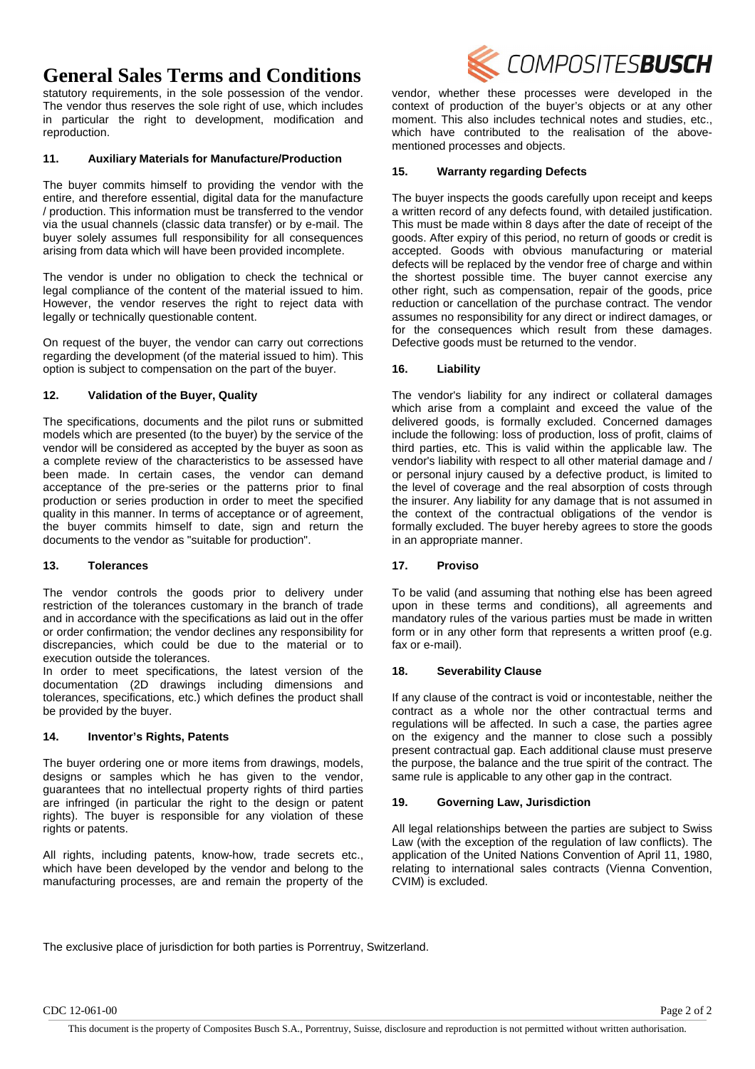# General Sales Terms and Conditions

statutory requirements, in the sole possession of the vendor. The vendor thus reserves the sole right of use, which includes in particular the right to development, modification and reproduction.

### 11. Auxiliary Materials for Manufacture/Production

The buyer commits himself to providing the vendor with the entire, and therefore essential, digital data for the manufacture / production. This information must be transferred to the vendor via the usual channels (classic data transfer) or by e-mail. The buyer solely assumes full responsibility for all consequences arising from data which will have been provided incomplete.

The vendor is under no obligation to check the technical or legal compliance of the content of the material issued to him. However, the vendor reserves the right to reject data with legally or technically questionable content.

On request of the buyer, the vendor can carry out corrections regarding the development (of the material issued to him). This option is subject to compensation on the part of the buyer.

### 12. Validation of the Buyer, Quality

The specifications, documents and the pilot runs or submitted models which are presented (to the buyer) by the service of the vendor will be considered as accepted by the buyer as soon as a complete review of the characteristics to be assessed have been made. In certain cases, the vendor can demand acceptance of the pre-series or the patterns prior to final production or series production in order to meet the specified quality in this manner. In terms of acceptance or of agreement, the buyer commits himself to date, sign and return the documents to the vendor as "suitable for production".

### 13. Tolerances

The vendor controls the goods prior to delivery under restriction of the tolerances customary in the branch of trade and in accordance with the specifications as laid out in the offer or order confirmation; the vendor declines any responsibility for discrepancies, which could be due to the material or to execution outside the tolerances.
In order to meet specifications, the latest version of the documentation (2D drawings including dimensions and tolerances, specifications, etc.) which defines the product shall be provided by the buyer.

### 14. Inventor's Rights, Patents

The buyer ordering one or more items from drawings, models, designs or samples which he has given to the vendor, guarantees that no intellectual property rights of third parties are infringed (in particular the right to the design or patent rights). The buyer is responsible for any violation of these rights or patents.

All rights, including patents, know-how, trade secrets etc., which have been developed by the vendor and belong to the manufacturing processes, are and remain the property of the vendor, whether these processes were developed in the context of production of the buyer's objects or at any other moment. This also includes technical notes and studies, etc., which have contributed to the realisation of the above-mentioned processes and objects.

### 15. Warranty regarding Defects

The buyer inspects the goods carefully upon receipt and keeps a written record of any defects found, with detailed justification. This must be made within 8 days after the date of receipt of the goods. After expiry of this period, no return of goods or credit is accepted. Goods with obvious manufacturing or material defects will be replaced by the vendor free of charge and within the shortest possible time. The buyer cannot exercise any other right, such as compensation, repair of the goods, price reduction or cancellation of the purchase contract. The vendor assumes no responsibility for any direct or indirect damages, or for the consequences which result from these damages. Defective goods must be returned to the vendor.

### 16. Liability

The vendor's liability for any indirect or collateral damages which arise from a complaint and exceed the value of the delivered goods, is formally excluded. Concerned damages include the following: loss of production, loss of profit, claims of third parties, etc. This is valid within the applicable law. The vendor's liability with respect to all other material damage and / or personal injury caused by a defective product, is limited to the level of coverage and the real absorption of costs through the insurer. Any liability for any damage that is not assumed in the context of the contractual obligations of the vendor is formally excluded. The buyer hereby agrees to store the goods in an appropriate manner.

### 17. Proviso

To be valid (and assuming that nothing else has been agreed upon in these terms and conditions), all agreements and mandatory rules of the various parties must be made in written form or in any other form that represents a written proof (e.g. fax or e-mail).

### 18. Severability Clause

If any clause of the contract is void or incontestable, neither the contract as a whole nor the other contractual terms and regulations will be affected. In such a case, the parties agree on the exigency and the manner to close such a possibly present contractual gap. Each additional clause must preserve the purpose, the balance and the true spirit of the contract. The same rule is applicable to any other gap in the contract.

### 19. Governing Law, Jurisdiction

All legal relationships between the parties are subject to Swiss Law (with the exception of the regulation of law conflicts). The application of the United Nations Convention of April 11, 1980, relating to international sales contracts (Vienna Convention, CVIM) is excluded.

The exclusive place of jurisdiction for both parties is Porrentruy, Switzerland.